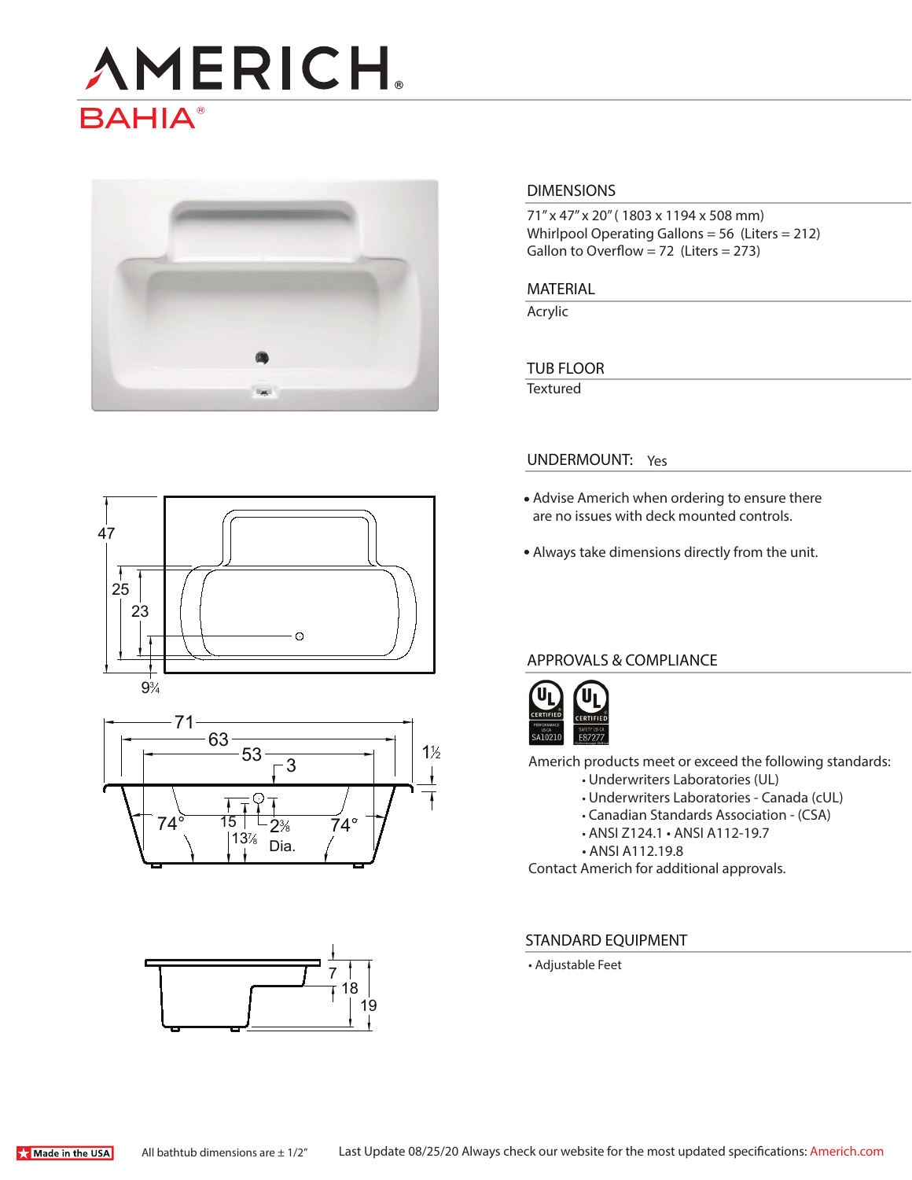# AMERICH

## BAHIA®

## DIMENSIONS

71" x 47" x 20" ( 1803 x 1194 x 508 mm)
Whirlpool Operating Gallons = 56 (Liters = 212)
Gallon to Overflow = 72 (Liters = 273)

## MATERIAL

Acrylic

## TUB FLOOR

Textured

## UNDERMOUNT: Yes

- Advise Americh when ordering to ensure there are no issues with deck mounted controls.
- Always take dimensions directly from the unit.

## APPROVALS & COMPLIANCE

Americh products meet or exceed the following standards:

- Underwriters Laboratories (UL)
- Underwriters Laboratories - Canada (cUL)
- Canadian Standards Association - (CSA)
- ANSI Z124.1 • ANSI A112-19.7
- ANSI A112.19.8

Contact Americh for additional approvals.

## STANDARD EQUIPMENT

- Adjustable Feet

Made in the USA

All bathtub dimensions are ± 1/2"

Last Update 08/25/20 Always check our website for the most updated specifications: Americh.com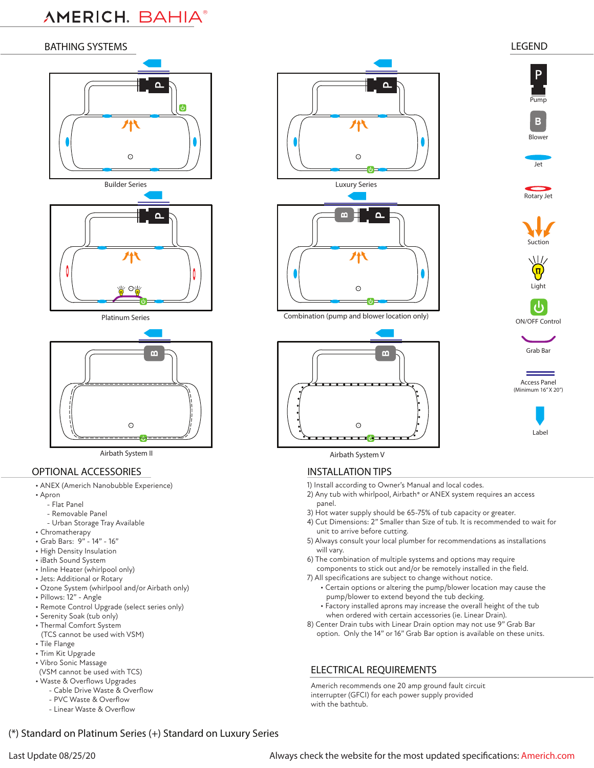# AMERICH. BAHIA®

## BATHING SYSTEMS

Builder Series

Luxury Series

Platinum Series

Combination (pump and blower location only)

Airbath System II

Airbath System V

## LEGEND

P
Pump

B
Blower

Jet

Rotary Jet

Suction

Light

ON/OFF Control

Grab Bar

Access Panel
(Minimum 16" X 20")

Label

## OPTIONAL ACCESSORIES

- ANEX (Americh Nanobubble Experience)
- Apron
  - Flat Panel
  - Removable Panel
  - Urban Storage Tray Available
- Chromatherapy
- Grab Bars: 9" - 14" - 16"
- High Density Insulation
- iBath Sound System
- Inline Heater (whirlpool only)
- Jets: Additional or Rotary
- Ozone System (whirlpool and/or Airbath only)
- Pillows: 12" - Angle
- Remote Control Upgrade (select series only)
- Serenity Soak (tub only)
- Thermal Comfort System
  (TCS cannot be used with VSM)
- Tile Flange
- Trim Kit Upgrade
- Vibro Sonic Massage
  (VSM cannot be used with TCS)
- Waste & Overflows Upgrades
  - Cable Drive Waste & Overflow
  - PVC Waste & Overflow
  - Linear Waste & Overflow

## INSTALLATION TIPS

1) Install according to Owner's Manual and local codes.
2) Any tub with whirlpool, Airbath® or ANEX system requires an access panel.
3) Hot water supply should be 65-75% of tub capacity or greater.
4) Cut Dimensions: 2" Smaller than Size of tub. It is recommended to wait for unit to arrive before cutting.
5) Always consult your local plumber for recommendations as installations will vary.
6) The combination of multiple systems and options may require components to stick out and/or be remotely installed in the field.
7) All specifications are subject to change without notice.
   - Certain options or altering the pump/blower location may cause the pump/blower to extend beyond the tub decking.
   - Factory installed aprons may increase the overall height of the tub when ordered with certain accessories (ie. Linear Drain).
8) Center Drain tubs with Linear Drain option may not use 9" Grab Bar option. Only the 14" or 16" Grab Bar option is available on these units.

## ELECTRICAL REQUIREMENTS

Americh recommends one 20 amp ground fault circuit interrupter (GFCI) for each power supply provided with the bathtub.

(*) Standard on Platinum Series (+) Standard on Luxury Series

Last Update 08/25/20

Always check the website for the most updated specifications: Americh.com